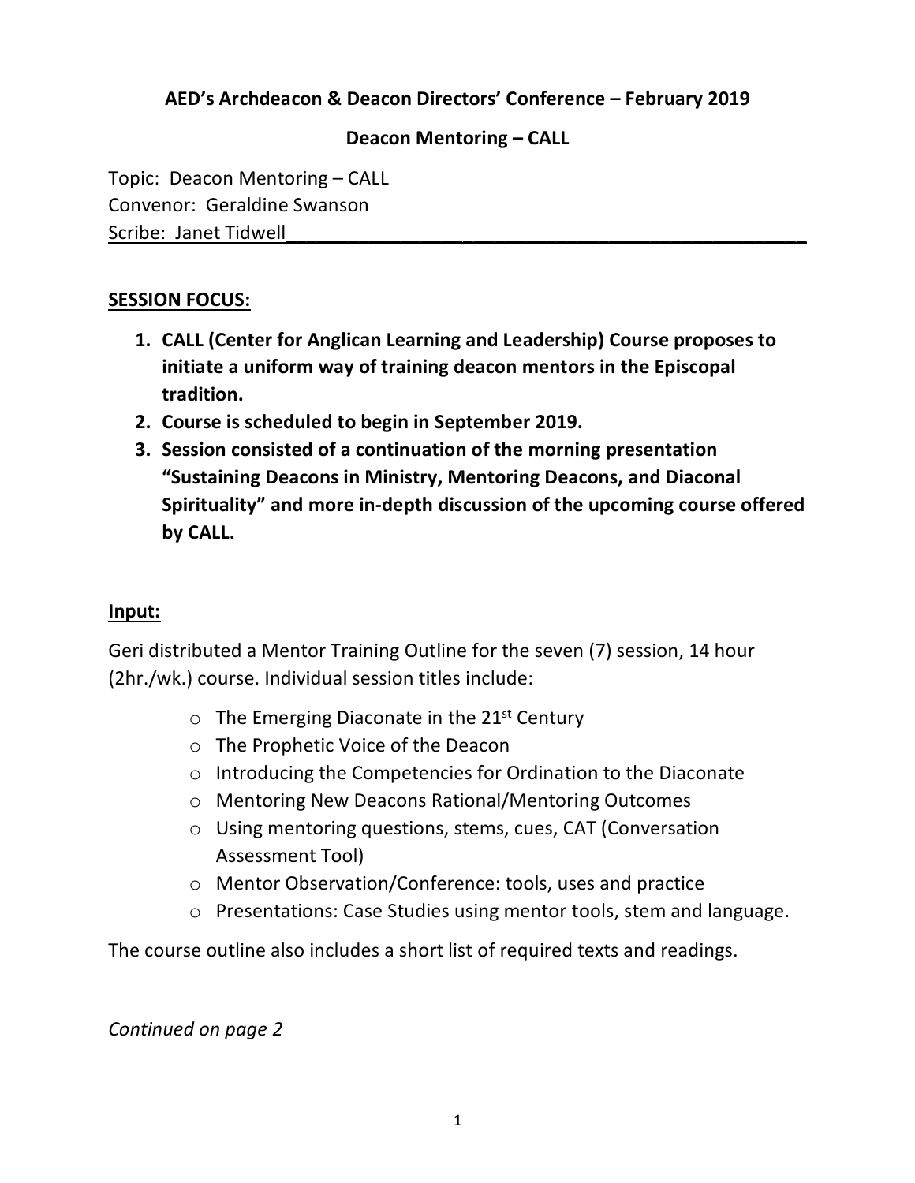## AED's Archdeacon & Deacon Directors' Conference – February 2019

## Deacon Mentoring – CALL

Topic: Deacon Mentoring – CALL
Convenor: Geraldine Swanson
Scribe: Janet Tidwell

**SESSION FOCUS:**

1. **CALL (Center for Anglican Learning and Leadership) Course proposes to initiate a uniform way of training deacon mentors in the Episcopal tradition.**
2. **Course is scheduled to begin in September 2019.**
3. **Session consisted of a continuation of the morning presentation "Sustaining Deacons in Ministry, Mentoring Deacons, and Diaconal Spirituality" and more in-depth discussion of the upcoming course offered by CALL.**

**Input:**

Geri distributed a Mentor Training Outline for the seven (7) session, 14 hour (2hr./wk.) course. Individual session titles include:

- The Emerging Diaconate in the 21st Century
- The Prophetic Voice of the Deacon
- Introducing the Competencies for Ordination to the Diaconate
- Mentoring New Deacons Rational/Mentoring Outcomes
- Using mentoring questions, stems, cues, CAT (Conversation Assessment Tool)
- Mentor Observation/Conference: tools, uses and practice
- Presentations: Case Studies using mentor tools, stem and language.

The course outline also includes a short list of required texts and readings.

*Continued on page 2*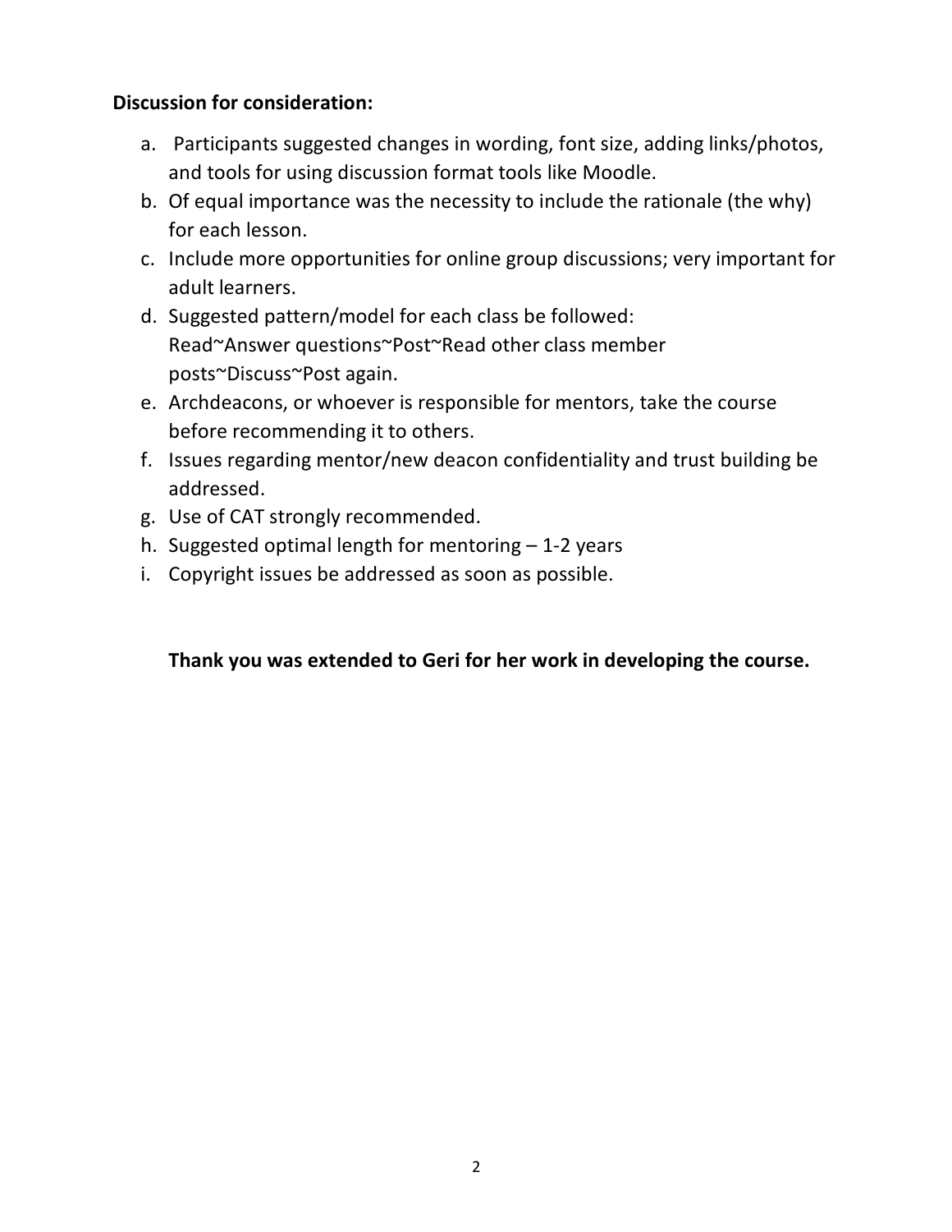**Discussion for consideration:**

a. Participants suggested changes in wording, font size, adding links/photos, and tools for using discussion format tools like Moodle.
b. Of equal importance was the necessity to include the rationale (the why) for each lesson.
c. Include more opportunities for online group discussions; very important for adult learners.
d. Suggested pattern/model for each class be followed: Read~Answer questions~Post~Read other class member posts~Discuss~Post again.
e. Archdeacons, or whoever is responsible for mentors, take the course before recommending it to others.
f. Issues regarding mentor/new deacon confidentiality and trust building be addressed.
g. Use of CAT strongly recommended.
h. Suggested optimal length for mentoring – 1-2 years
i. Copyright issues be addressed as soon as possible.

**Thank you was extended to Geri for her work in developing the course.**